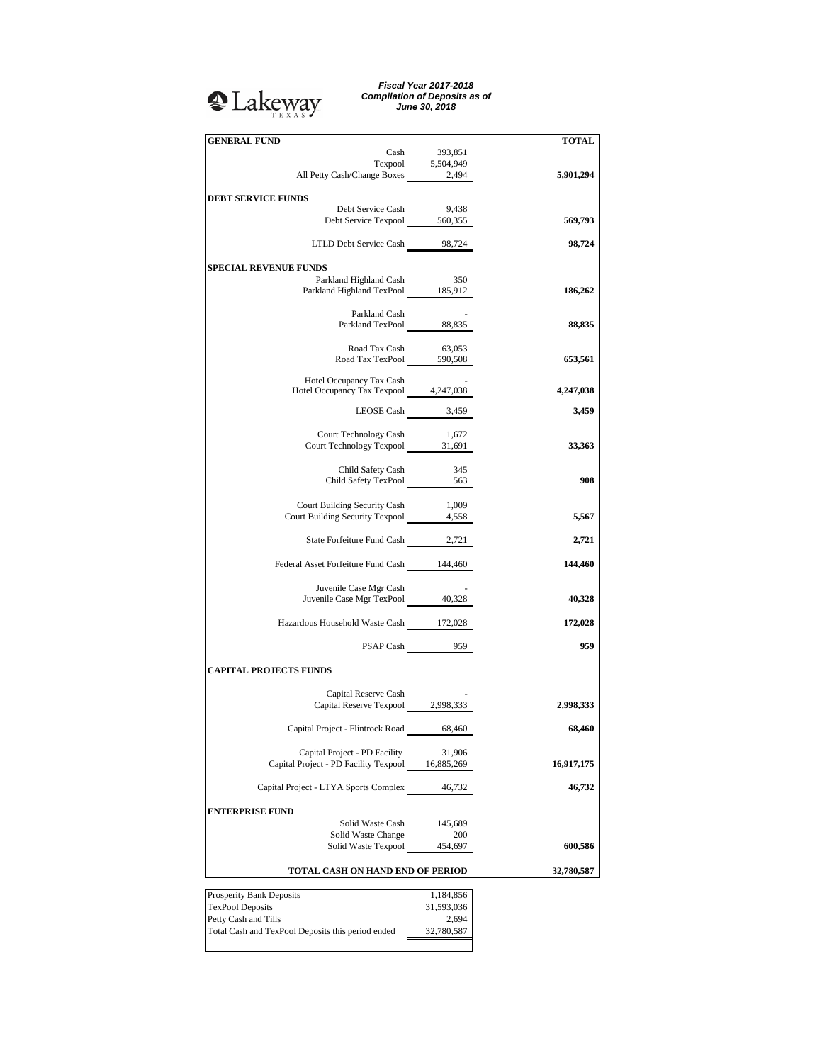Lakeway TEXAS

***Fiscal Year 2017-2018***
***Compilation of Deposits as of***
***June 30, 2018***

| | | **TOTAL** |
|---|---|---|
| **GENERAL FUND** | | |
| Cash | 393,851 | |
| Texpool | 5,504,949 | |
| All Petty Cash/Change Boxes | 2,494 | **5,901,294** |
| **DEBT SERVICE FUNDS** | | |
| Debt Service Cash | 9,438 | |
| Debt Service Texpool | 560,355 | **569,793** |
| LTLD Debt Service Cash | 98,724 | **98,724** |
| **SPECIAL REVENUE FUNDS** | | |
| Parkland Highland Cash | 350 | |
| Parkland Highland TexPool | 185,912 | **186,262** |
| Parkland Cash | - | |
| Parkland TexPool | 88,835 | **88,835** |
| Road Tax Cash | 63,053 | |
| Road Tax TexPool | 590,508 | **653,561** |
| Hotel Occupancy Tax Cash | - | |
| Hotel Occupancy Tax Texpool | 4,247,038 | **4,247,038** |
| LEOSE Cash | 3,459 | **3,459** |
| Court Technology Cash | 1,672 | |
| Court Technology Texpool | 31,691 | **33,363** |
| Child Safety Cash | 345 | |
| Child Safety TexPool | 563 | **908** |
| Court Building Security Cash | 1,009 | |
| Court Building Security Texpool | 4,558 | **5,567** |
| State Forfeiture Fund Cash | 2,721 | **2,721** |
| Federal Asset Forfeiture Fund Cash | 144,460 | **144,460** |
| Juvenile Case Mgr Cash | - | |
| Juvenile Case Mgr TexPool | 40,328 | **40,328** |
| Hazardous Household Waste Cash | 172,028 | **172,028** |
| PSAP Cash | 959 | **959** |
| **CAPITAL PROJECTS FUNDS** | | |
| Capital Reserve Cash | - | |
| Capital Reserve Texpool | 2,998,333 | **2,998,333** |
| Capital Project - Flintrock Road | 68,460 | **68,460** |
| Capital Project - PD Facility | 31,906 | |
| Capital Project - PD Facility Texpool | 16,885,269 | **16,917,175** |
| Capital Project - LTYA Sports Complex | 46,732 | **46,732** |
| **ENTERPRISE FUND** | | |
| Solid Waste Cash | 145,689 | |
| Solid Waste Change | 200 | |
| Solid Waste Texpool | 454,697 | **600,586** |
| **TOTAL CASH ON HAND END OF PERIOD** | | **32,780,587** |

| | |
|---|---|
| Prosperity Bank Deposits | 1,184,856 |
| TexPool Deposits | 31,593,036 |
| Petty Cash and Tills | 2,694 |
| Total Cash and TexPool Deposits this period ended | 32,780,587 |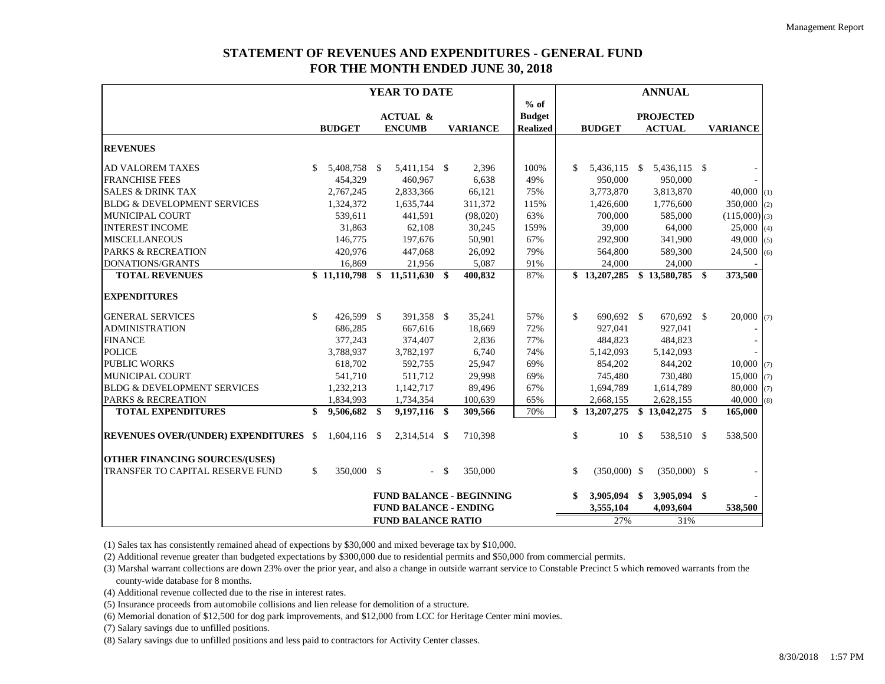# STATEMENT OF REVENUES AND EXPENDITURES - GENERAL FUND
## FOR THE MONTH ENDED JUNE 30, 2018

| | YEAR TO DATE | | | | ANNUAL | | | |
|---|---|---|---|---|---|---|---|---|
| | BUDGET | ACTUAL & ENCUMB | VARIANCE | % of Budget Realized | BUDGET | PROJECTED ACTUAL | VARIANCE | |
| **REVENUES** | | | | | | | | |
| AD VALOREM TAXES | $ 5,408,758 | $ 5,411,154 | $ 2,396 | 100% | $ 5,436,115 | $ 5,436,115 | $ - | |
| FRANCHISE FEES | 454,329 | 460,967 | 6,638 | 49% | 950,000 | 950,000 | - | |
| SALES & DRINK TAX | 2,767,245 | 2,833,366 | 66,121 | 75% | 3,773,870 | 3,813,870 | 40,000 | (1) |
| BLDG & DEVELOPMENT SERVICES | 1,324,372 | 1,635,744 | 311,372 | 115% | 1,426,600 | 1,776,600 | 350,000 | (2) |
| MUNICIPAL COURT | 539,611 | 441,591 | (98,020) | 63% | 700,000 | 585,000 | (115,000) | (3) |
| INTEREST INCOME | 31,863 | 62,108 | 30,245 | 159% | 39,000 | 64,000 | 25,000 | (4) |
| MISCELLANEOUS | 146,775 | 197,676 | 50,901 | 67% | 292,900 | 341,900 | 49,000 | (5) |
| PARKS & RECREATION | 420,976 | 447,068 | 26,092 | 79% | 564,800 | 589,300 | 24,500 | (6) |
| DONATIONS/GRANTS | 16,869 | 21,956 | 5,087 | 91% | 24,000 | 24,000 | - | |
| **TOTAL REVENUES** | **$ 11,110,798** | **$ 11,511,630** | **$ 400,832** | 87% | **$ 13,207,285** | **$ 13,580,785** | **$ 373,500** | |
| **EXPENDITURES** | | | | | | | | |
| GENERAL SERVICES | $ 426,599 | $ 391,358 | $ 35,241 | 57% | $ 690,692 | $ 670,692 | $ 20,000 | (7) |
| ADMINISTRATION | 686,285 | 667,616 | 18,669 | 72% | 927,041 | 927,041 | - | |
| FINANCE | 377,243 | 374,407 | 2,836 | 77% | 484,823 | 484,823 | - | |
| POLICE | 3,788,937 | 3,782,197 | 6,740 | 74% | 5,142,093 | 5,142,093 | - | |
| PUBLIC WORKS | 618,702 | 592,755 | 25,947 | 69% | 854,202 | 844,202 | 10,000 | (7) |
| MUNICIPAL COURT | 541,710 | 511,712 | 29,998 | 69% | 745,480 | 730,480 | 15,000 | (7) |
| BLDG & DEVELOPMENT SERVICES | 1,232,213 | 1,142,717 | 89,496 | 67% | 1,694,789 | 1,614,789 | 80,000 | (7) |
| PARKS & RECREATION | 1,834,993 | 1,734,354 | 100,639 | 65% | 2,668,155 | 2,628,155 | 40,000 | (8) |
| **TOTAL EXPENDITURES** | **$ 9,506,682** | **$ 9,197,116** | **$ 309,566** | 70% | **$ 13,207,275** | **$ 13,042,275** | **$ 165,000** | |
| **REVENUES OVER/(UNDER) EXPENDITURES** | $ 1,604,116 | $ 2,314,514 | $ 710,398 | | $ 10 | $ 538,510 | $ 538,500 | |
| **OTHER FINANCING SOURCES/(USES)** | | | | | | | | |
| TRANSFER TO CAPITAL RESERVE FUND | $ 350,000 | $ - | $ 350,000 | | $ (350,000) | $ (350,000) | $ - | |
| | | **FUND BALANCE - BEGINNING** | | | **$ 3,905,094** | **$ 3,905,094** | **$ -** | |
| | | **FUND BALANCE - ENDING** | | | **3,555,104** | **4,093,604** | **538,500** | |
| | | **FUND BALANCE RATIO** | | | 27% | 31% | | |

(1) Sales tax has consistently remained ahead of expections by $30,000 and mixed beverage tax by $10,000.

(2) Additional revenue greater than budgeted expectations by $300,000 due to residential permits and $50,000 from commercial permits.

(3) Marshal warrant collections are down 23% over the prior year, and also a change in outside warrant service to Constable Precinct 5 which removed warrants from the county-wide database for 8 months.

(4) Additional revenue collected due to the rise in interest rates.

(5) Insurance proceeds from automobile collisions and lien release for demolition of a structure.

(6) Memorial donation of $12,500 for dog park improvements, and $12,000 from LCC for Heritage Center mini movies.

(7) Salary savings due to unfilled positions.

(8) Salary savings due to unfilled positions and less paid to contractors for Activity Center classes.